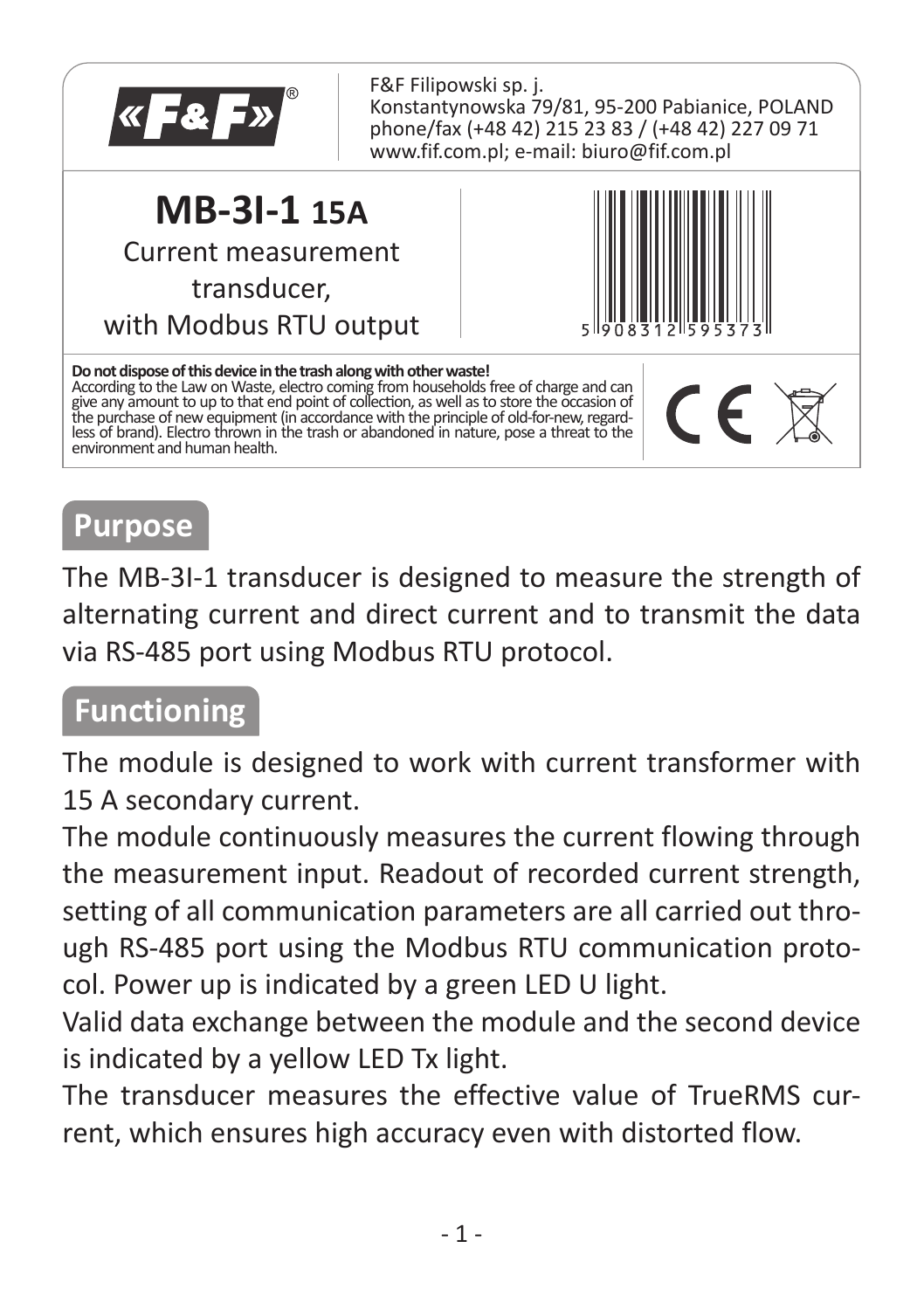F&F Filipowski sp. j.
Konstantynowska 79/81, 95-200 Pabianice, POLAND
phone/fax (+48 42) 215 23 83 / (+48 42) 227 09 71
www.fif.com.pl; e-mail: biuro@fif.com.pl

# MB-3I-1 15A

Current measurement transducer, with Modbus RTU output

5 908312 595373

**Do not dispose of this device in the trash along with other waste!**
According to the Law on Waste, electro coming from households free of charge and can give any amount to up to that end point of collection, as well as to store the occasion of the purchase of new equipment (in accordance with the principle of old-for-new, regardless of brand). Electro thrown in the trash or abandoned in nature, pose a threat to the environment and human health.

## Purpose

The MB-3I-1 transducer is designed to measure the strength of alternating current and direct current and to transmit the data via RS-485 port using Modbus RTU protocol.

## Functioning

The module is designed to work with current transformer with 15 A secondary current.

The module continuously measures the current flowing through the measurement input. Readout of recorded current strength, setting of all communication parameters are all carried out through RS-485 port using the Modbus RTU communication protocol. Power up is indicated by a green LED U light.

Valid data exchange between the module and the second device is indicated by a yellow LED Tx light.

The transducer measures the effective value of TrueRMS current, which ensures high accuracy even with distorted flow.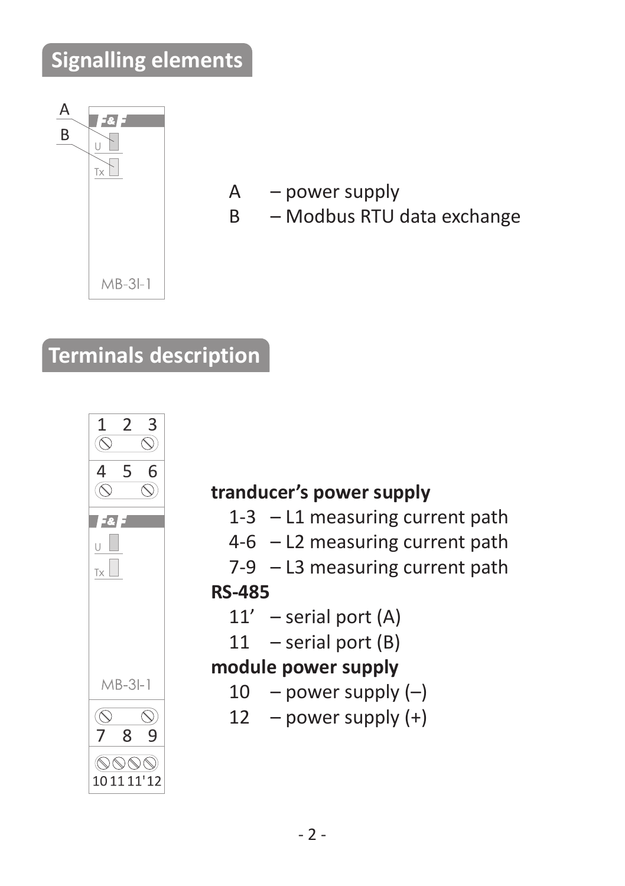## Signalling elements

A – power supply
B – Modbus RTU data exchange

## Terminals description

**tranducer's power supply**

1-3 – L1 measuring current path
4-6 – L2 measuring current path
7-9 – L3 measuring current path

**RS-485**

11' – serial port (A)
11 – serial port (B)

**module power supply**

10 – power supply (–)
12 – power supply (+)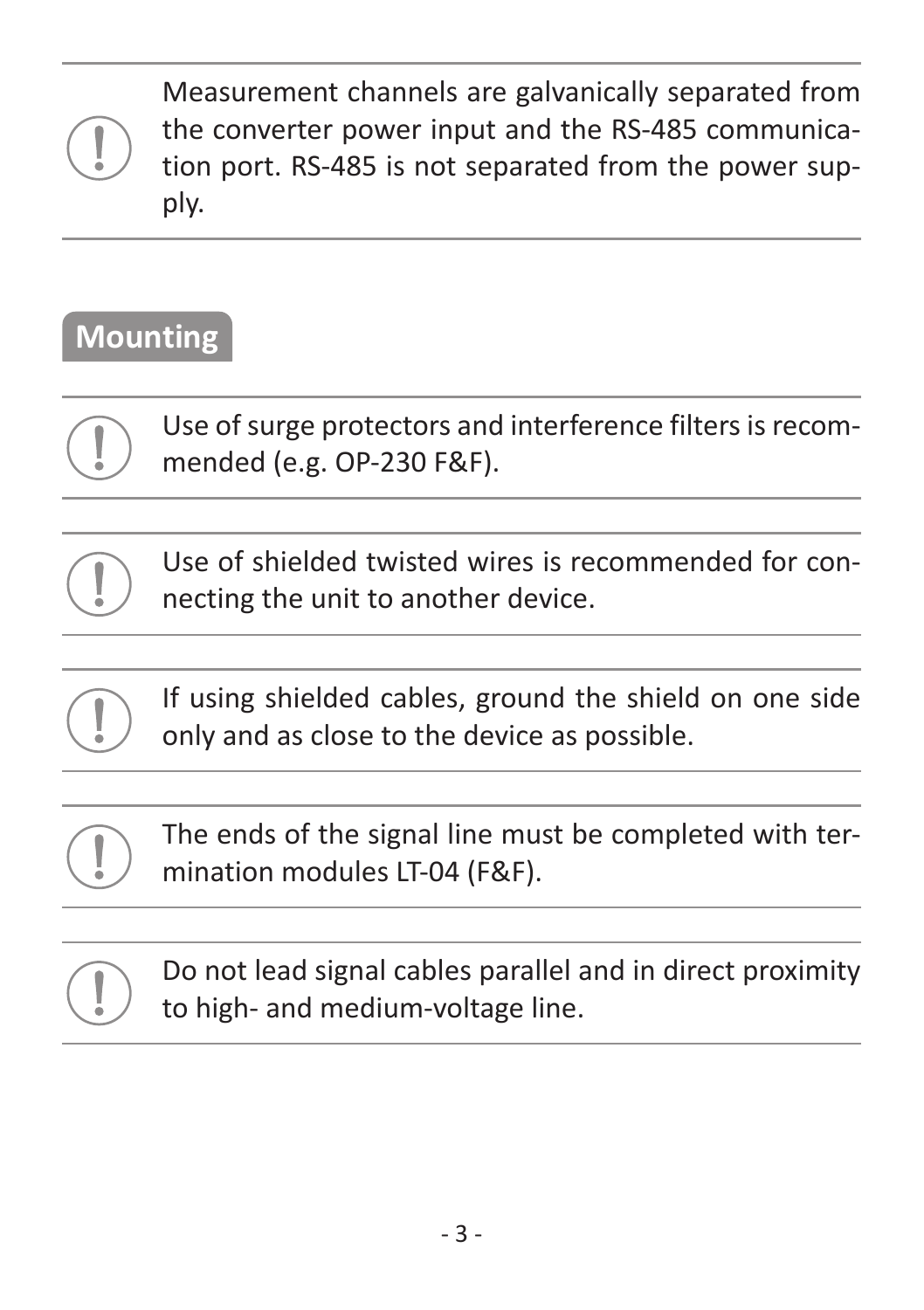Measurement channels are galvanically separated from the converter power input and the RS-485 communication port. RS-485 is not separated from the power supply.

## Mounting

Use of surge protectors and interference filters is recommended (e.g. OP-230 F&F).

Use of shielded twisted wires is recommended for connecting the unit to another device.

If using shielded cables, ground the shield on one side only and as close to the device as possible.

The ends of the signal line must be completed with termination modules LT-04 (F&F).

Do not lead signal cables parallel and in direct proximity to high- and medium-voltage line.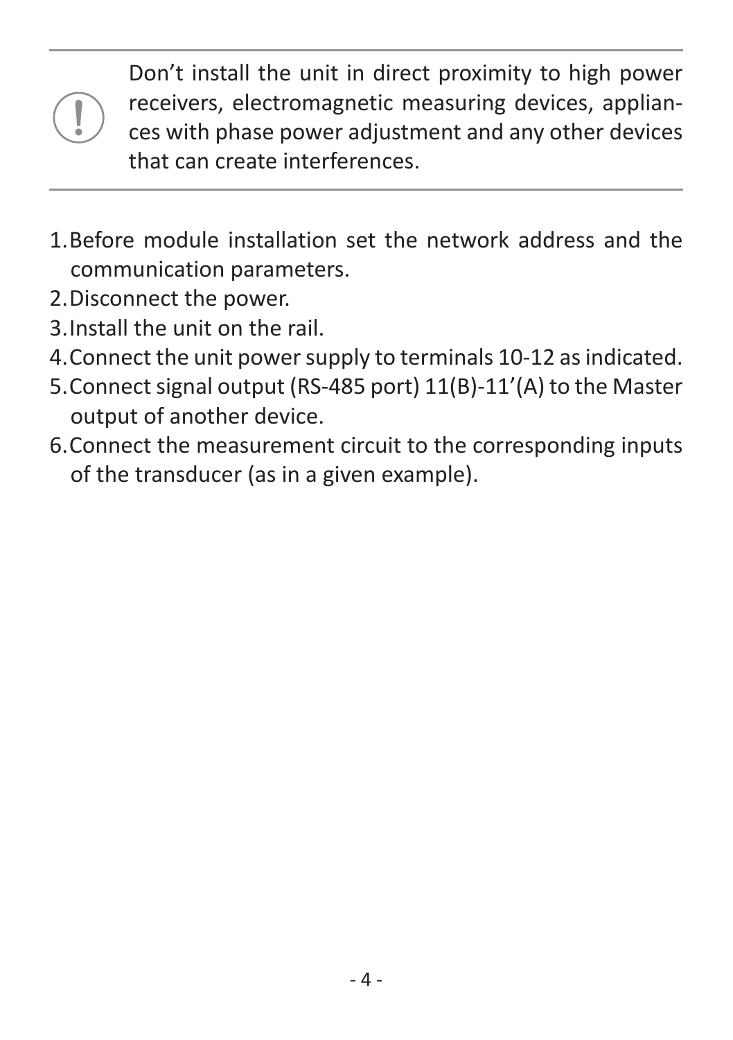> **!** Don't install the unit in direct proximity to high power receivers, electromagnetic measuring devices, appliances with phase power adjustment and any other devices that can create interferences.

1. Before module installation set the network address and the communication parameters.
2. Disconnect the power.
3. Install the unit on the rail.
4. Connect the unit power supply to terminals 10-12 as indicated.
5. Connect signal output (RS-485 port) 11(B)-11'(A) to the Master output of another device.
6. Connect the measurement circuit to the corresponding inputs of the transducer (as in a given example).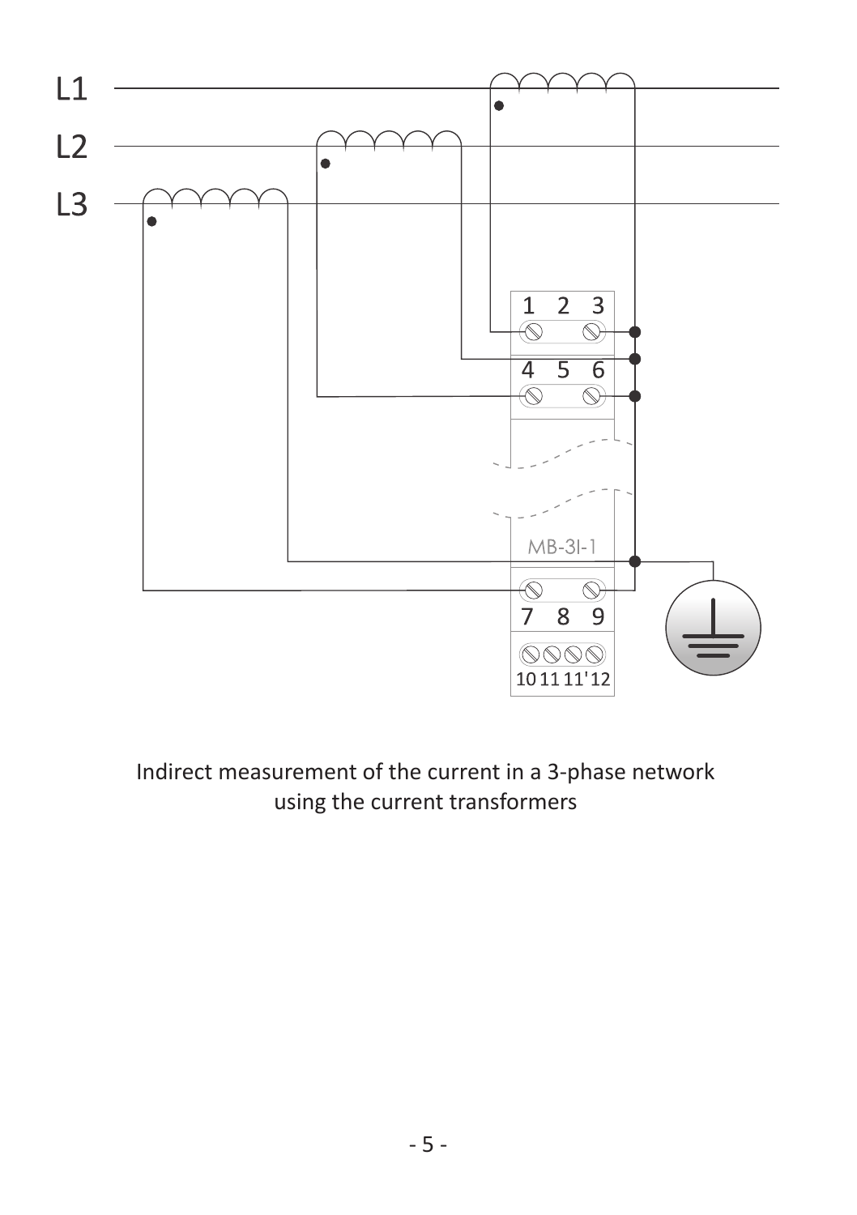L1

L2

L3

1 2 3

4 5 6

MB-3I-1

7 8 9

10 11 11' 12

Indirect measurement of the current in a 3-phase network
using the current transformers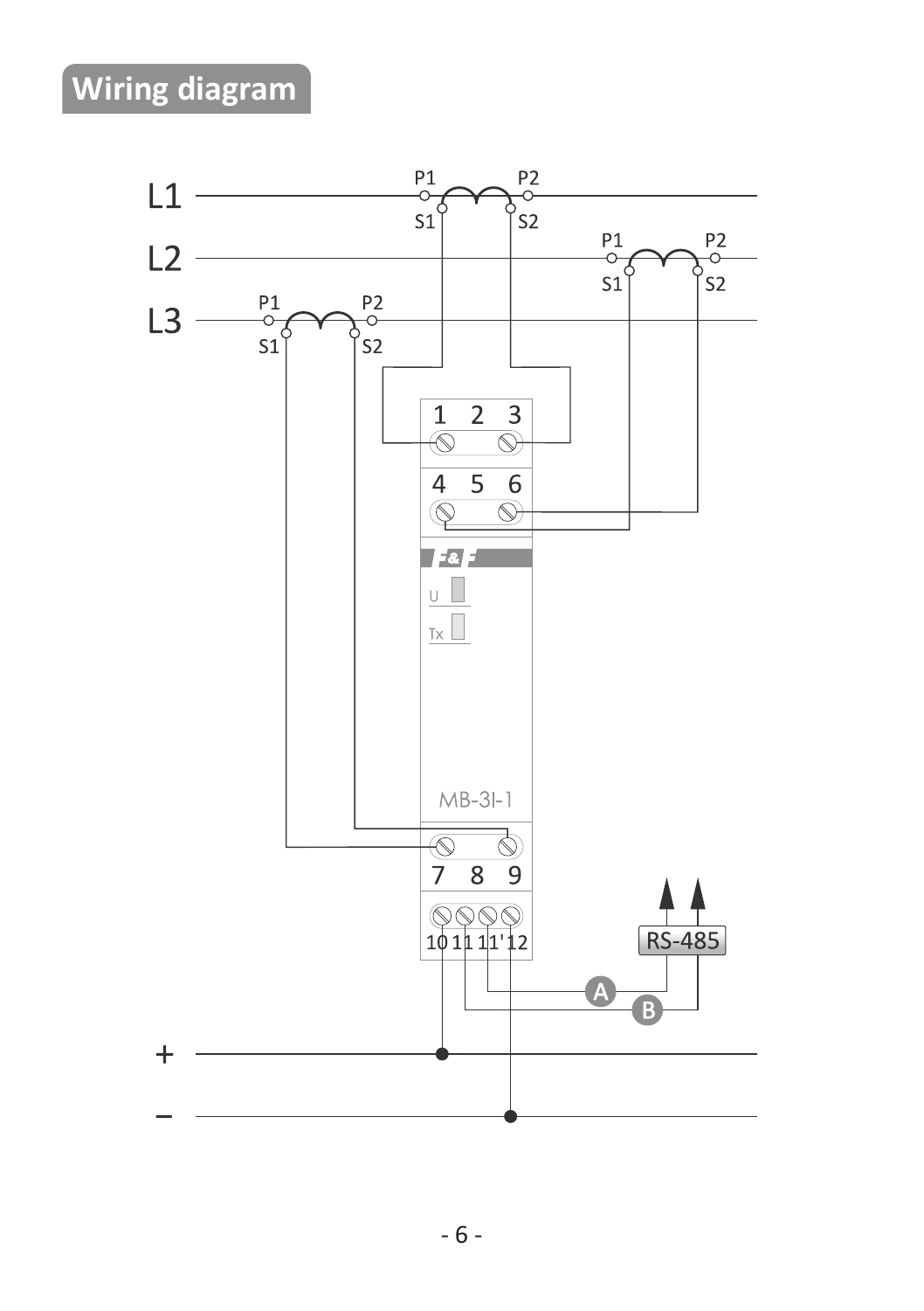## Wiring diagram

L1
L2
L3
P1
P2
S1
S2
1 2 3
4 5 6
F&F
U
Tx
MB-3I-1
7 8 9
10 11 11' 12
RS-485
A
B
+
–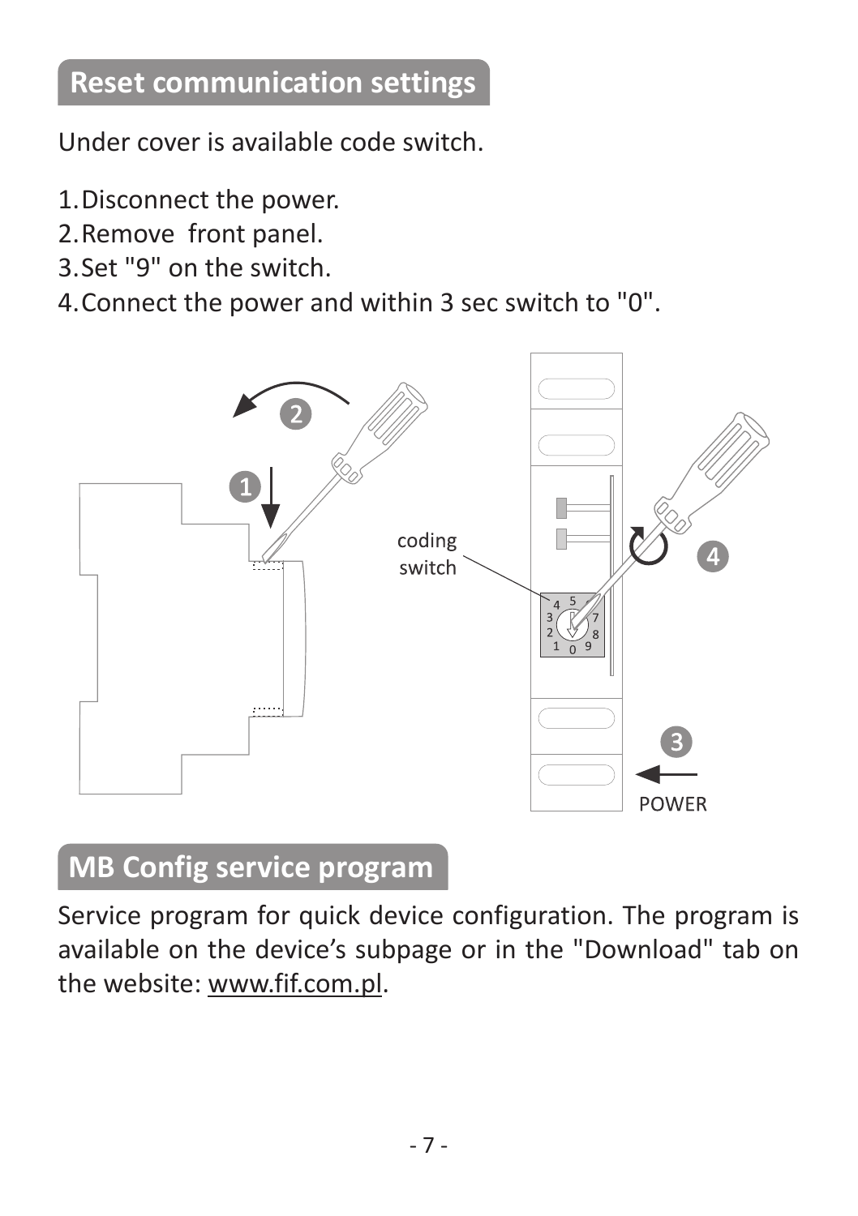## Reset communication settings

Under cover is available code switch.

1. Disconnect the power.
2. Remove  front panel.
3. Set "9" on the switch.
4. Connect the power and within 3 sec switch to "0".

coding switch

POWER

## MB Config service program

Service program for quick device configuration. The program is available on the device's subpage or in the "Download" tab on the website: www.fif.com.pl.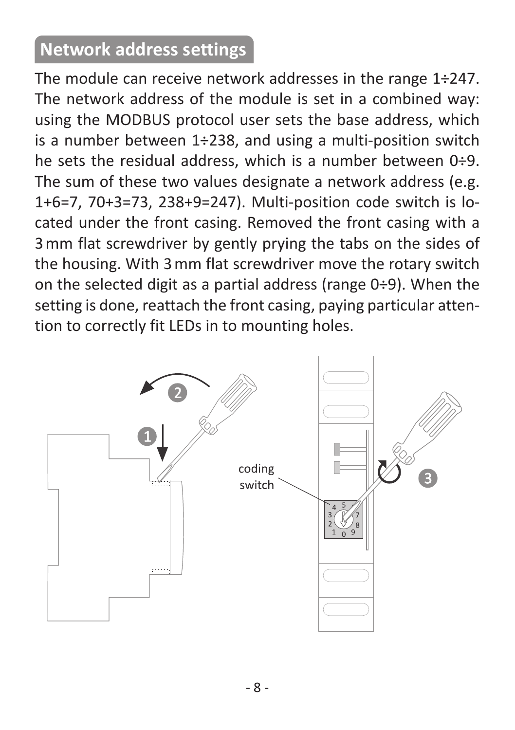## Network address settings

The module can receive network addresses in the range 1÷247. The network address of the module is set in a combined way: using the MODBUS protocol user sets the base address, which is a number between 1÷238, and using a multi-position switch he sets the residual address, which is a number between 0÷9. The sum of these two values designate a network address (e.g. 1+6=7, 70+3=73, 238+9=247). Multi-position code switch is located under the front casing. Removed the front casing with a 3 mm flat screwdriver by gently prying the tabs on the sides of the housing. With 3 mm flat screwdriver move the rotary switch on the selected digit as a partial address (range 0÷9). When the setting is done, reattach the front casing, paying particular attention to correctly fit LEDs in to mounting holes.

1

2

3

coding switch

4 5 6
3 7
2 8
1 0 9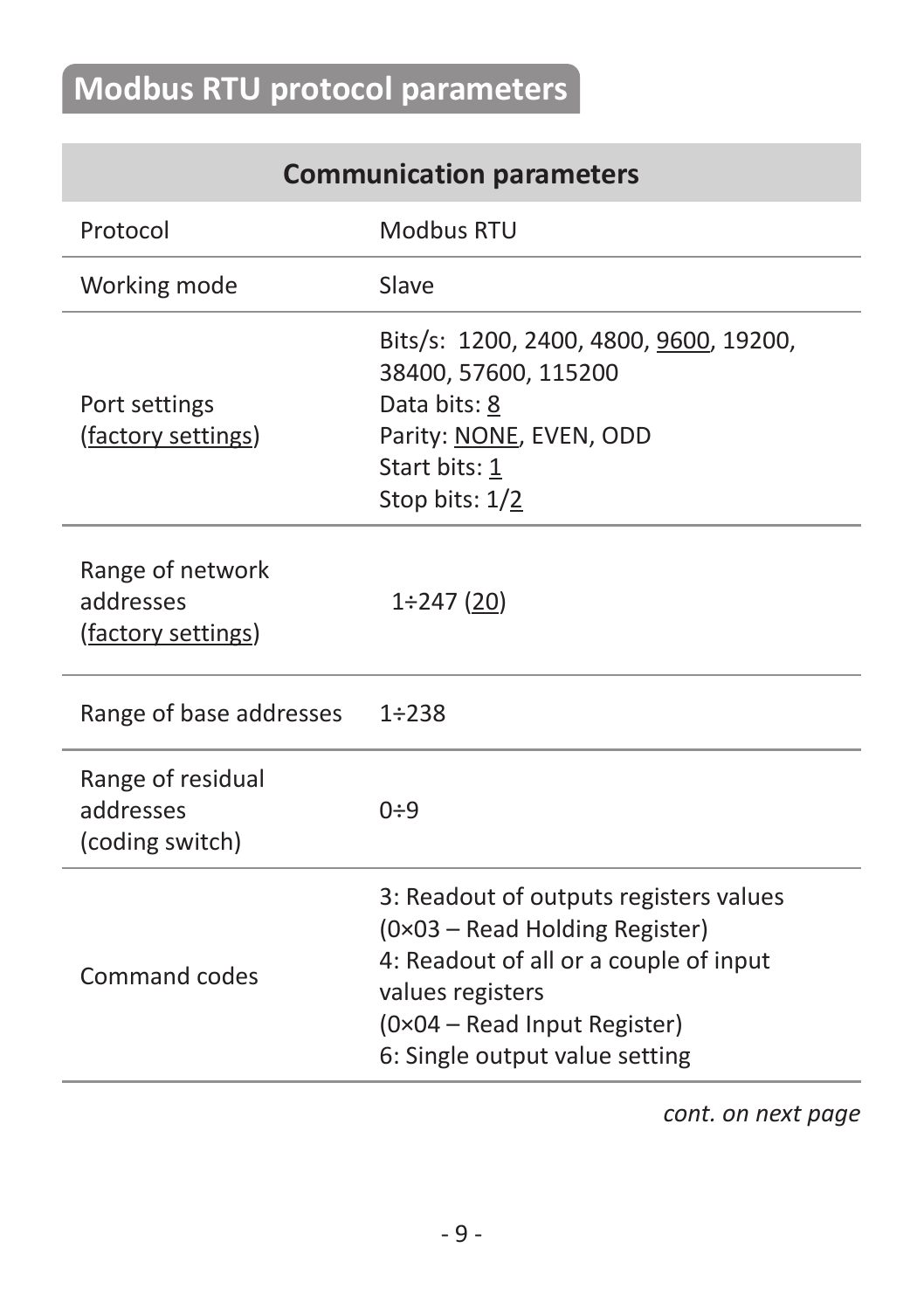# Modbus RTU protocol parameters

| Communication parameters | |
|---|---|
| Protocol | Modbus RTU |
| Working mode | Slave |
| Port settings (<u>factory settings</u>) | Bits/s: 1200, 2400, 4800, <u>9600</u>, 19200, 38400, 57600, 115200<br>Data bits: <u>8</u><br>Parity: <u>NONE</u>, EVEN, ODD<br>Start bits: <u>1</u><br>Stop bits: 1/<u>2</u> |
| Range of network addresses (<u>factory settings</u>) | 1÷247 (<u>20</u>) |
| Range of base addresses | 1÷238 |
| Range of residual addresses (coding switch) | 0÷9 |
| Command codes | 3: Readout of outputs registers values (0×03 – Read Holding Register)<br>4: Readout of all or a couple of input values registers (0×04 – Read Input Register)<br>6: Single output value setting |

*cont. on next page*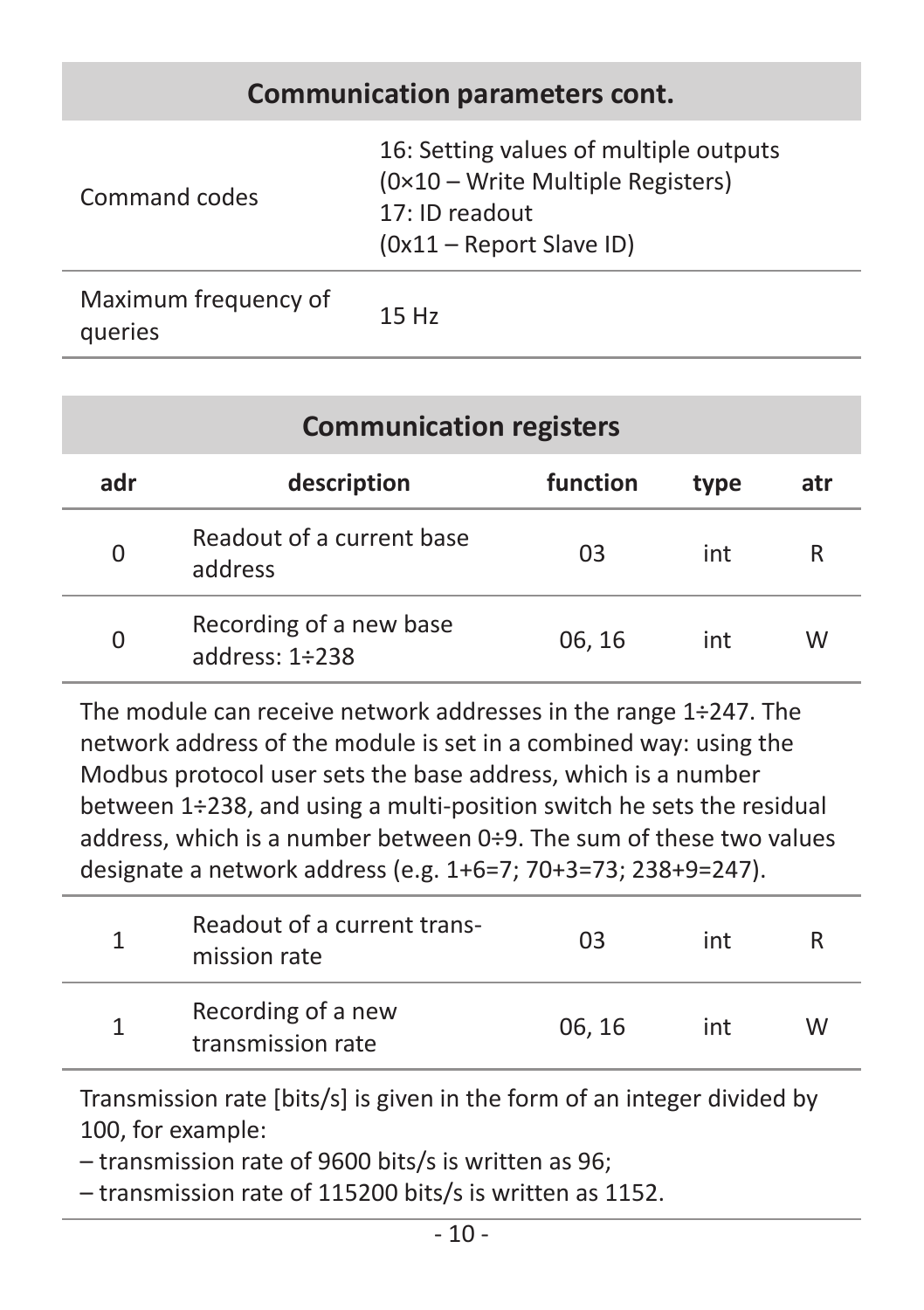## Communication parameters cont.

| | |
|---|---|
| Command codes | 16: Setting values of multiple outputs (0×10 – Write Multiple Registers)<br>17: ID readout (0x11 – Report Slave ID) |
| Maximum frequency of queries | 15 Hz |

## Communication registers

| adr | description | function | type | atr |
|---|---|---|---|---|
| 0 | Readout of a current base address | 03 | int | R |
| 0 | Recording of a new base address: 1÷238 | 06, 16 | int | W |

The module can receive network addresses in the range 1÷247. The network address of the module is set in a combined way: using the Modbus protocol user sets the base address, which is a number between 1÷238, and using a multi-position switch he sets the residual address, which is a number between 0÷9. The sum of these two values designate a network address (e.g. 1+6=7; 70+3=73; 238+9=247).

| adr | description | function | type | atr |
|---|---|---|---|---|
| 1 | Readout of a current transmission rate | 03 | int | R |
| 1 | Recording of a new transmission rate | 06, 16 | int | W |

Transmission rate [bits/s] is given in the form of an integer divided by 100, for example:

– transmission rate of 9600 bits/s is written as 96;

– transmission rate of 115200 bits/s is written as 1152.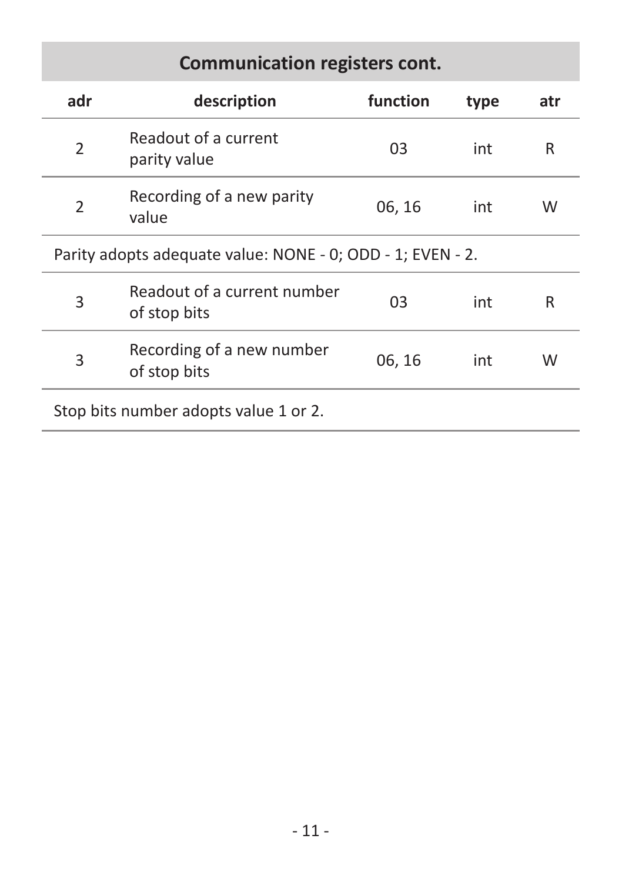## Communication registers cont.

| adr | description | function | type | atr |
|---|---|---|---|---|
| 2 | Readout of a current parity value | 03 | int | R |
| 2 | Recording of a new parity value | 06, 16 | int | W |
| Parity adopts adequate value: NONE - 0; ODD - 1; EVEN - 2. | | | | |
| 3 | Readout of a current number of stop bits | 03 | int | R |
| 3 | Recording of a new number of stop bits | 06, 16 | int | W |
| Stop bits number adopts value 1 or 2. | | | | |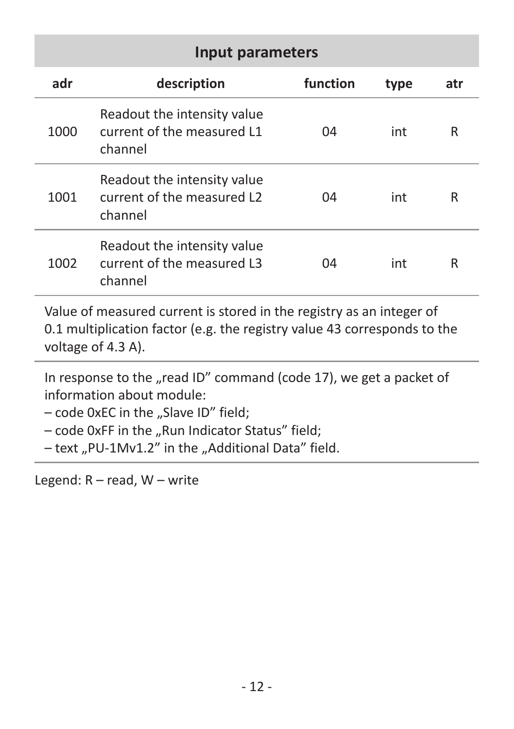## Input parameters

| adr | description | function | type | atr |
|---|---|---|---|---|
| 1000 | Readout the intensity value current of the measured L1 channel | 04 | int | R |
| 1001 | Readout the intensity value current of the measured L2 channel | 04 | int | R |
| 1002 | Readout the intensity value current of the measured L3 channel | 04 | int | R |

Value of measured current is stored in the registry as an integer of 0.1 multiplication factor (e.g. the registry value 43 corresponds to the voltage of 4.3 A).

In response to the „read ID” command (code 17), we get a packet of information about module:
– code 0xEC in the „Slave ID” field;
– code 0xFF in the „Run Indicator Status” field;
– text „PU-1Mv1.2” in the „Additional Data” field.

Legend: R – read, W – write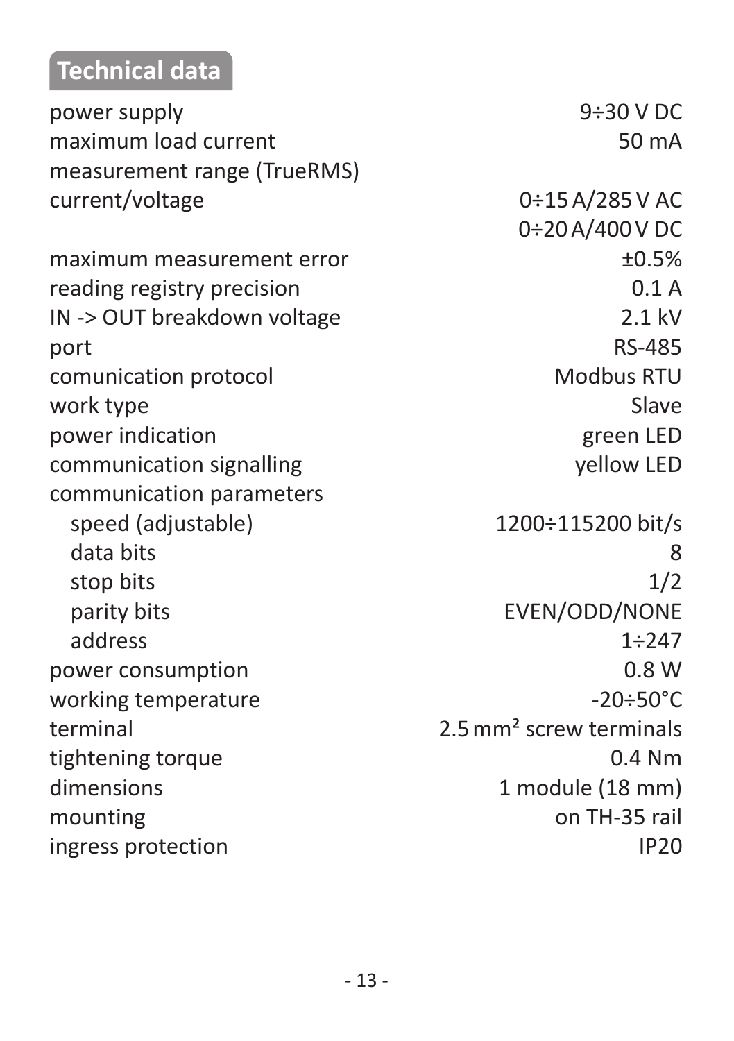## Technical data

| | |
|---|---|
| power supply | 9÷30 V DC |
| maximum load current | 50 mA |
| measurement range (TrueRMS) | |
| current/voltage | 0÷15 A/285 V AC |
| | 0÷20 A/400 V DC |
| maximum measurement error | ±0.5% |
| reading registry precision | 0.1 A |
| IN -> OUT breakdown voltage | 2.1 kV |
| port | RS-485 |
| comunication protocol | Modbus RTU |
| work type | Slave |
| power indication | green LED |
| communication signalling | yellow LED |
| communication parameters | |
| speed (adjustable) | 1200÷115200 bit/s |
| data bits | 8 |
| stop bits | 1/2 |
| parity bits | EVEN/ODD/NONE |
| address | 1÷247 |
| power consumption | 0.8 W |
| working temperature | -20÷50°C |
| terminal | 2.5 mm² screw terminals |
| tightening torque | 0.4 Nm |
| dimensions | 1 module (18 mm) |
| mounting | on TH-35 rail |
| ingress protection | IP20 |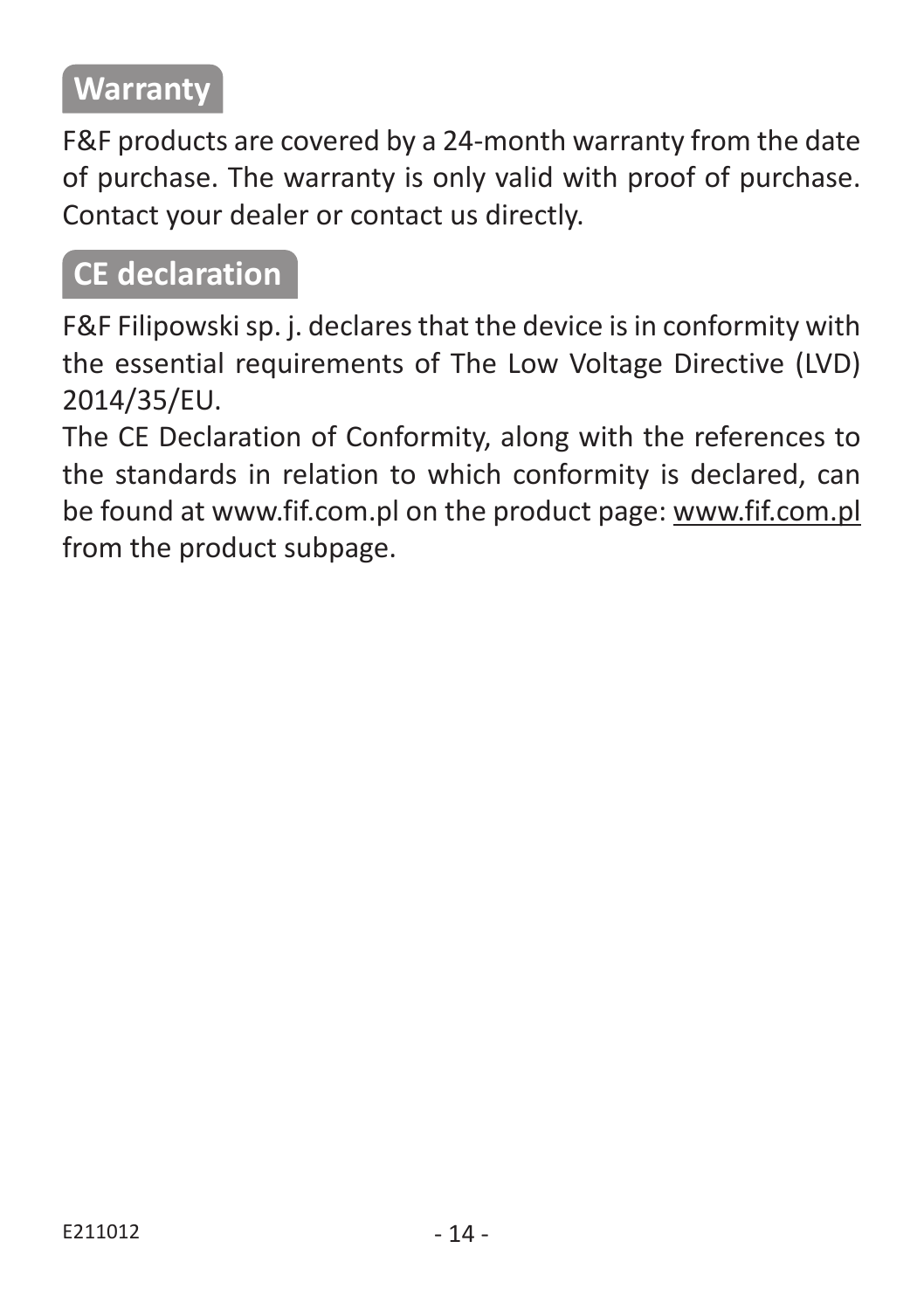## Warranty

F&F products are covered by a 24-month warranty from the date of purchase. The warranty is only valid with proof of purchase. Contact your dealer or contact us directly.

## CE declaration

F&F Filipowski sp. j. declares that the device is in conformity with the essential requirements of The Low Voltage Directive (LVD) 2014/35/EU.

The CE Declaration of Conformity, along with the references to the standards in relation to which conformity is declared, can be found at www.fif.com.pl on the product page: www.fif.com.pl from the product subpage.

E211012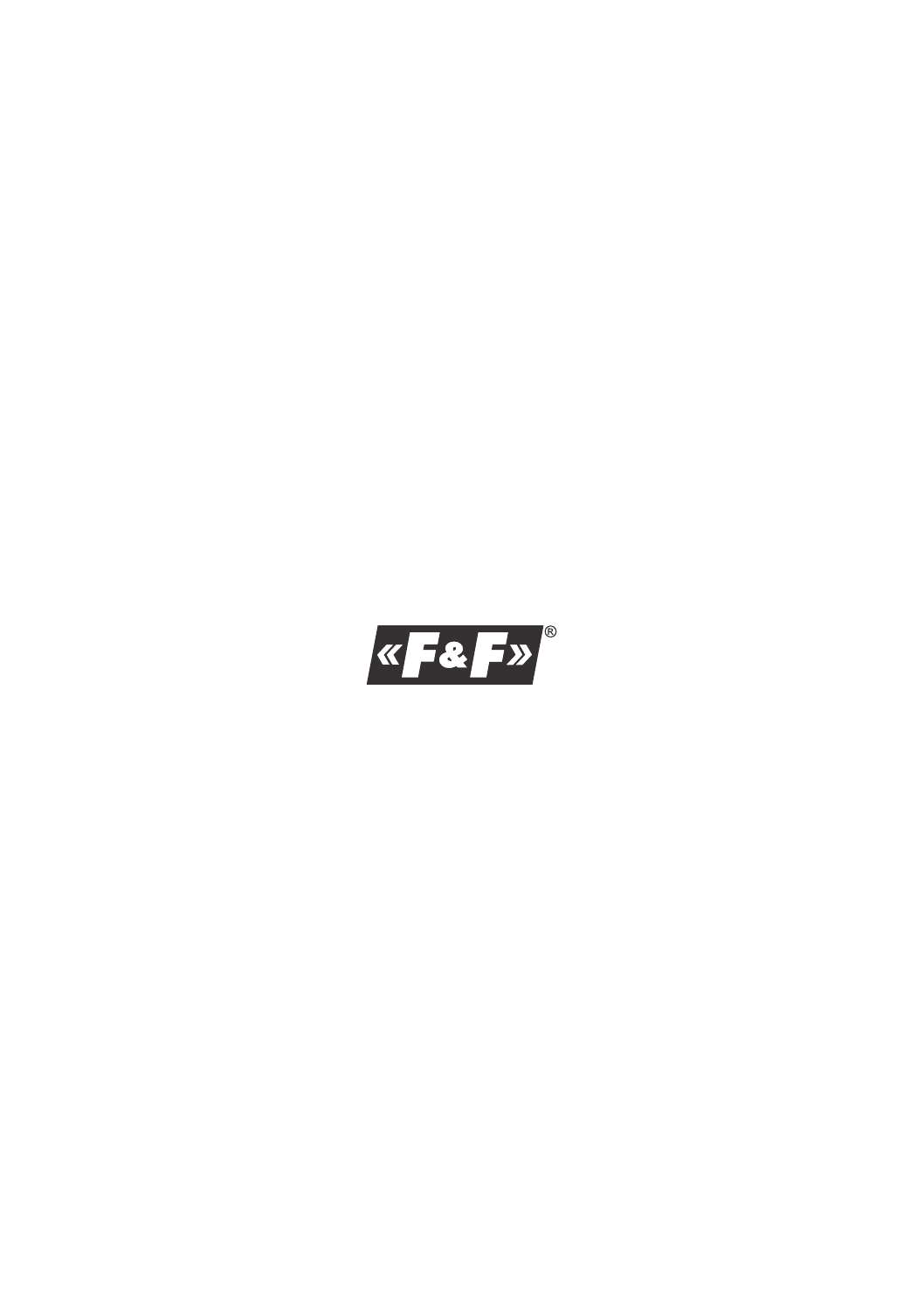«F&F»®